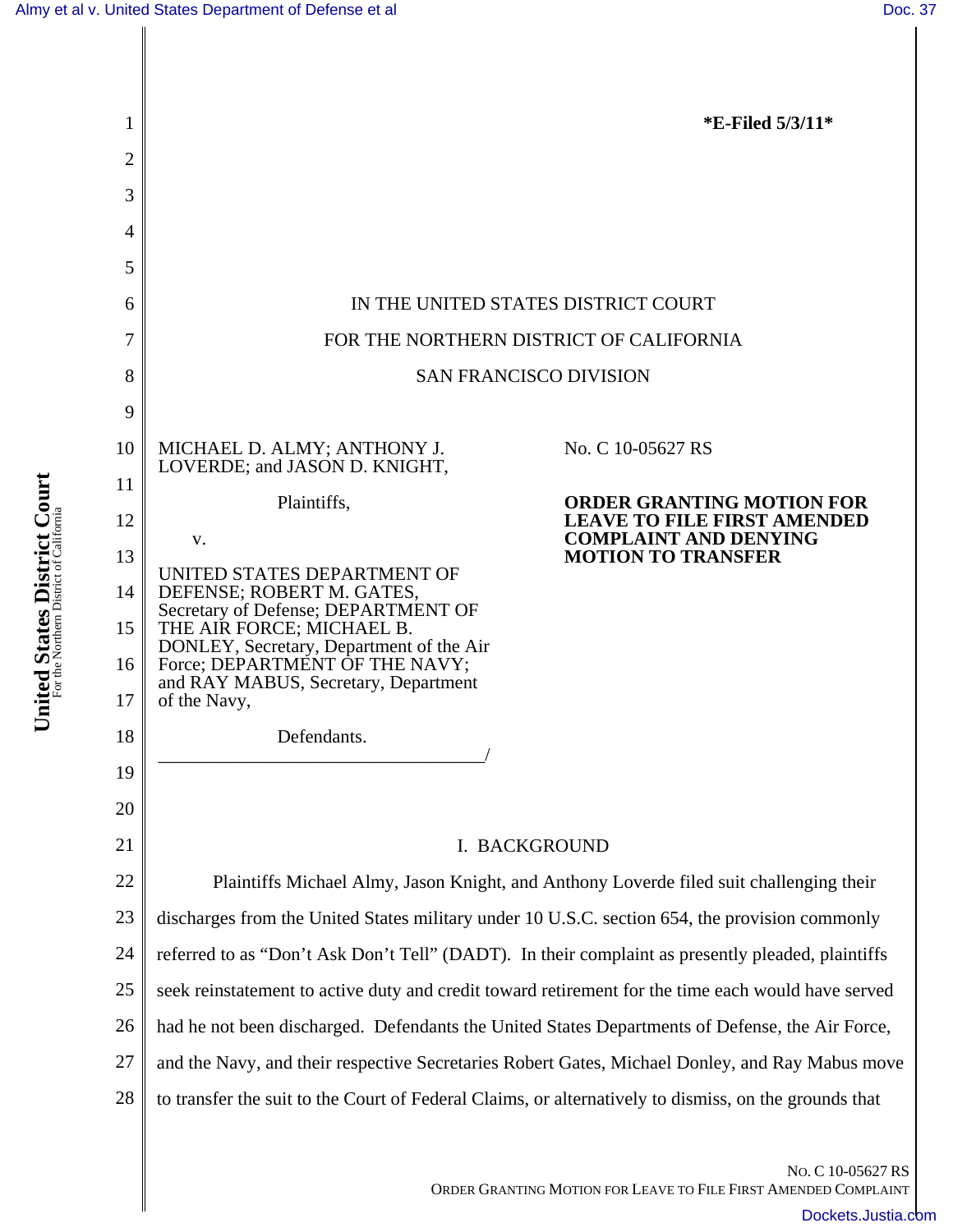*E-Filed 5/3/11*

IN THE UNITED STATES DISTRICT COURT

FOR THE NORTHERN DISTRICT OF CALIFORNIA

SAN FRANCISCO DIVISION

MICHAEL D. ALMY; ANTHONY J. LOVERDE; and JASON D. KNIGHT,

Plaintiffs,

v.

UNITED STATES DEPARTMENT OF DEFENSE; ROBERT M. GATES, Secretary of Defense; DEPARTMENT OF THE AIR FORCE; MICHAEL B. DONLEY, Secretary, Department of the Air Force; DEPARTMENT OF THE NAVY; and RAY MABUS, Secretary, Department of the Navy,

Defendants.

\_\_\_\_\_\_\_\_\_\_\_\_\_\_\_\_\_\_\_\_\_\_\_\_\_\_\_\_\_\_\_\_\_\_\_\_/

No. C 10-05627 RS

**ORDER GRANTING MOTION FOR LEAVE TO FILE FIRST AMENDED COMPLAINT AND DENYING MOTION TO TRANSFER**

## I. BACKGROUND

Plaintiffs Michael Almy, Jason Knight, and Anthony Loverde filed suit challenging their discharges from the United States military under 10 U.S.C. section 654, the provision commonly referred to as "Don't Ask Don't Tell" (DADT). In their complaint as presently pleaded, plaintiffs seek reinstatement to active duty and credit toward retirement for the time each would have served had he not been discharged. Defendants the United States Departments of Defense, the Air Force, and the Navy, and their respective Secretaries Robert Gates, Michael Donley, and Ray Mabus move to transfer the suit to the Court of Federal Claims, or alternatively to dismiss, on the grounds that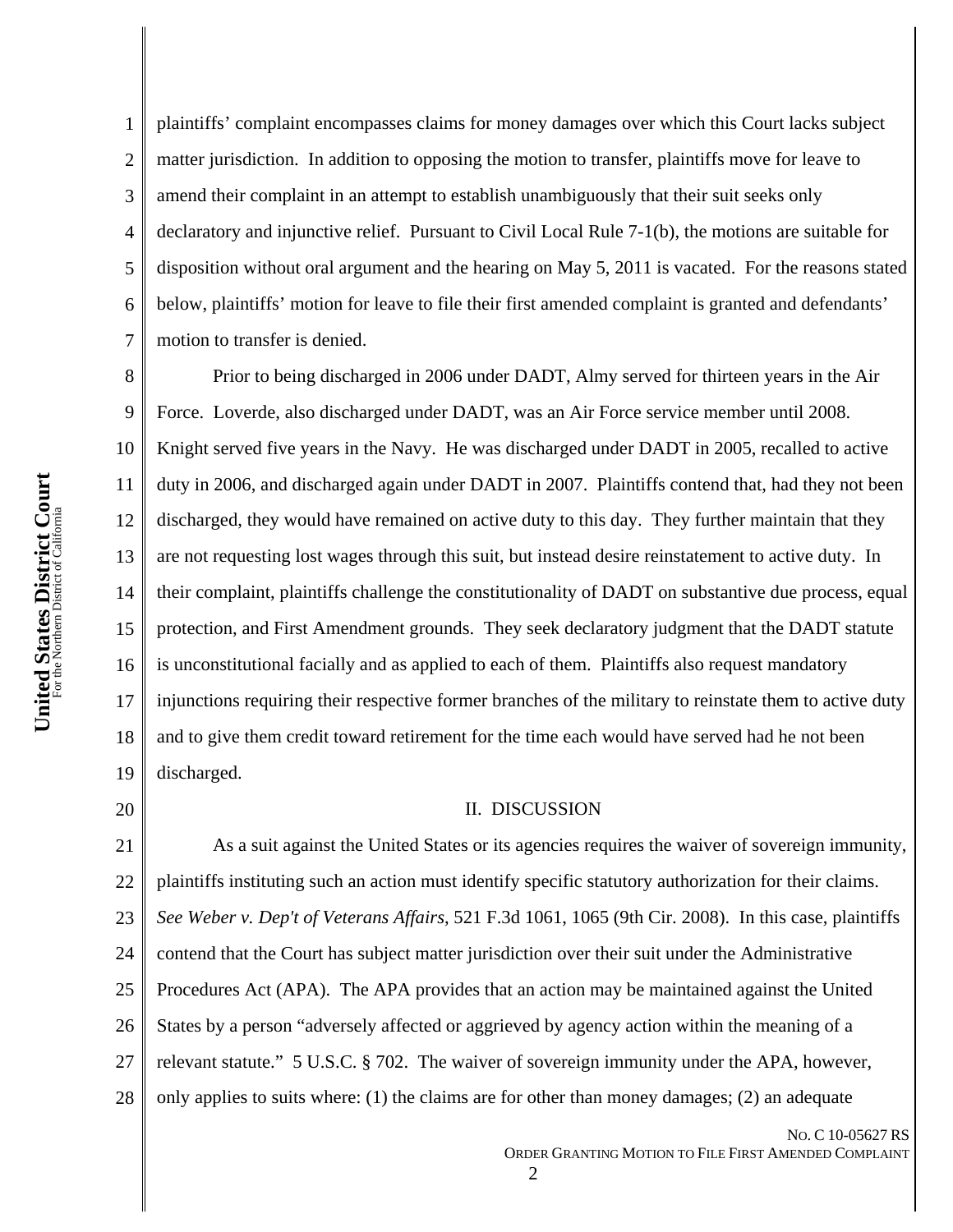plaintiffs' complaint encompasses claims for money damages over which this Court lacks subject matter jurisdiction. In addition to opposing the motion to transfer, plaintiffs move for leave to amend their complaint in an attempt to establish unambiguously that their suit seeks only declaratory and injunctive relief. Pursuant to Civil Local Rule 7-1(b), the motions are suitable for disposition without oral argument and the hearing on May 5, 2011 is vacated. For the reasons stated below, plaintiffs' motion for leave to file their first amended complaint is granted and defendants' motion to transfer is denied.

Prior to being discharged in 2006 under DADT, Almy served for thirteen years in the Air Force. Loverde, also discharged under DADT, was an Air Force service member until 2008. Knight served five years in the Navy. He was discharged under DADT in 2005, recalled to active duty in 2006, and discharged again under DADT in 2007. Plaintiffs contend that, had they not been discharged, they would have remained on active duty to this day. They further maintain that they are not requesting lost wages through this suit, but instead desire reinstatement to active duty. In their complaint, plaintiffs challenge the constitutionality of DADT on substantive due process, equal protection, and First Amendment grounds. They seek declaratory judgment that the DADT statute is unconstitutional facially and as applied to each of them. Plaintiffs also request mandatory injunctions requiring their respective former branches of the military to reinstate them to active duty and to give them credit toward retirement for the time each would have served had he not been discharged.

## II. DISCUSSION

As a suit against the United States or its agencies requires the waiver of sovereign immunity, plaintiffs instituting such an action must identify specific statutory authorization for their claims. *See Weber v. Dep't of Veterans Affairs*, 521 F.3d 1061, 1065 (9th Cir. 2008). In this case, plaintiffs contend that the Court has subject matter jurisdiction over their suit under the Administrative Procedures Act (APA). The APA provides that an action may be maintained against the United States by a person "adversely affected or aggrieved by agency action within the meaning of a relevant statute." 5 U.S.C. § 702. The waiver of sovereign immunity under the APA, however, only applies to suits where: (1) the claims are for other than money damages; (2) an adequate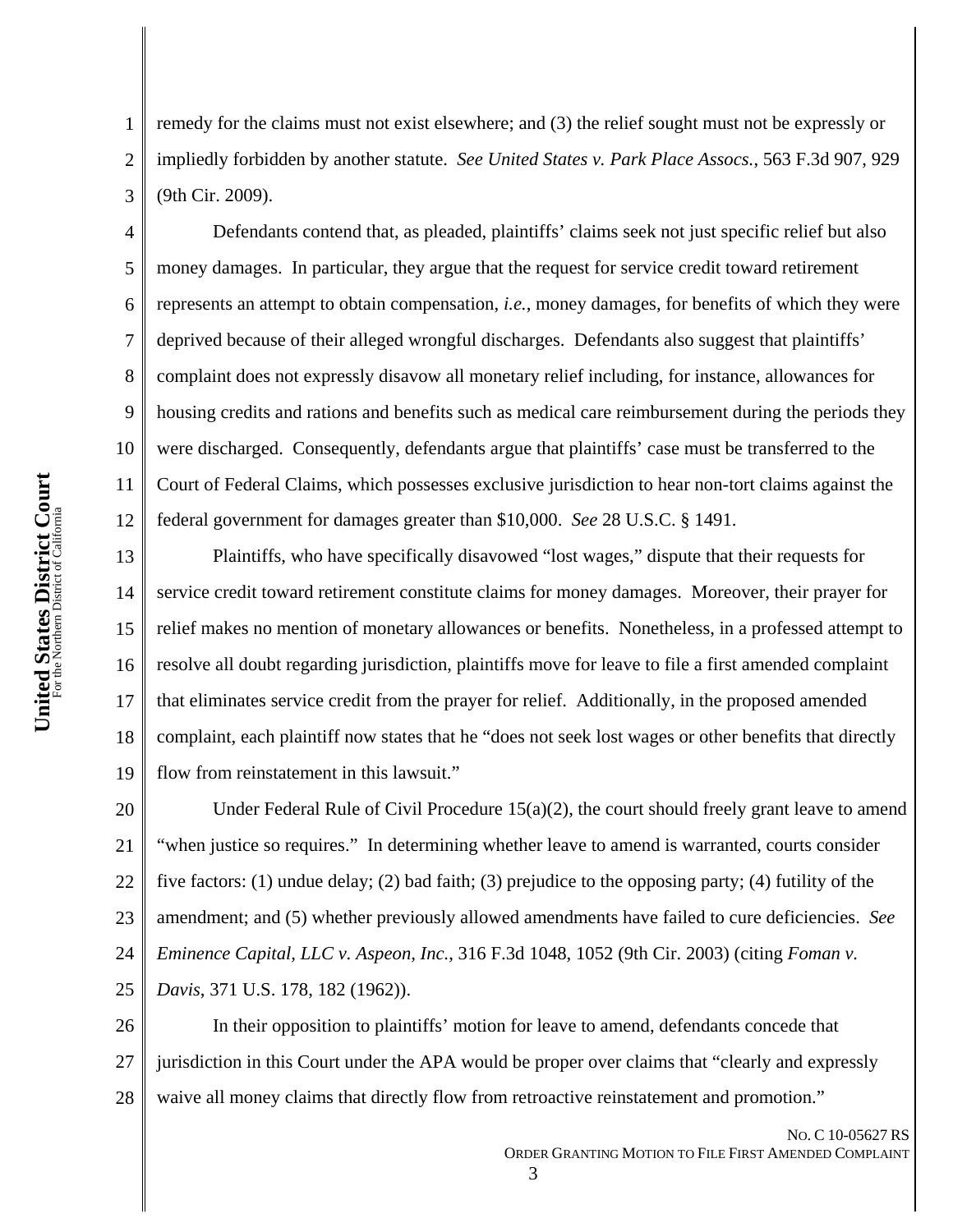remedy for the claims must not exist elsewhere; and (3) the relief sought must not be expressly or impliedly forbidden by another statute. *See United States v. Park Place Assocs.*, 563 F.3d 907, 929 (9th Cir. 2009).

Defendants contend that, as pleaded, plaintiffs' claims seek not just specific relief but also money damages. In particular, they argue that the request for service credit toward retirement represents an attempt to obtain compensation, *i.e.*, money damages, for benefits of which they were deprived because of their alleged wrongful discharges. Defendants also suggest that plaintiffs' complaint does not expressly disavow all monetary relief including, for instance, allowances for housing credits and rations and benefits such as medical care reimbursement during the periods they were discharged. Consequently, defendants argue that plaintiffs' case must be transferred to the Court of Federal Claims, which possesses exclusive jurisdiction to hear non-tort claims against the federal government for damages greater than $10,000. *See* 28 U.S.C. § 1491.

Plaintiffs, who have specifically disavowed "lost wages," dispute that their requests for service credit toward retirement constitute claims for money damages. Moreover, their prayer for relief makes no mention of monetary allowances or benefits. Nonetheless, in a professed attempt to resolve all doubt regarding jurisdiction, plaintiffs move for leave to file a first amended complaint that eliminates service credit from the prayer for relief. Additionally, in the proposed amended complaint, each plaintiff now states that he "does not seek lost wages or other benefits that directly flow from reinstatement in this lawsuit."

Under Federal Rule of Civil Procedure 15(a)(2), the court should freely grant leave to amend "when justice so requires." In determining whether leave to amend is warranted, courts consider five factors: (1) undue delay; (2) bad faith; (3) prejudice to the opposing party; (4) futility of the amendment; and (5) whether previously allowed amendments have failed to cure deficiencies. *See Eminence Capital, LLC v. Aspeon, Inc.*, 316 F.3d 1048, 1052 (9th Cir. 2003) (citing *Foman v. Davis*, 371 U.S. 178, 182 (1962)).

In their opposition to plaintiffs' motion for leave to amend, defendants concede that jurisdiction in this Court under the APA would be proper over claims that "clearly and expressly waive all money claims that directly flow from retroactive reinstatement and promotion."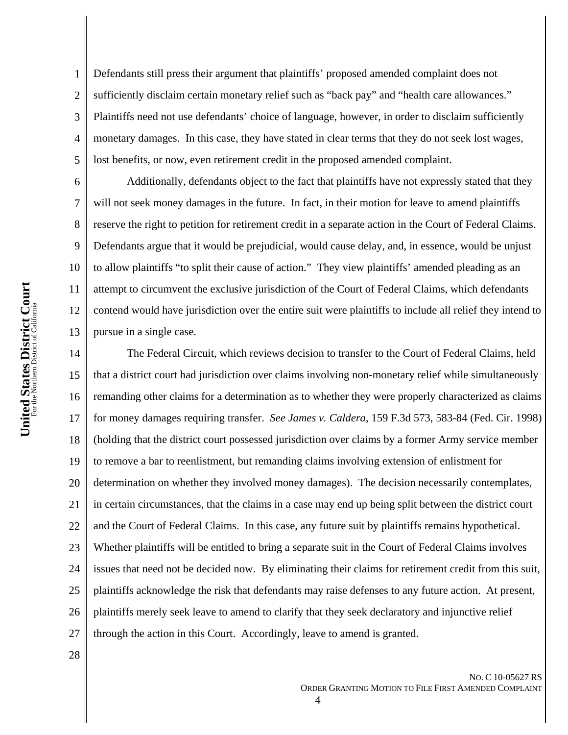Defendants still press their argument that plaintiffs' proposed amended complaint does not sufficiently disclaim certain monetary relief such as "back pay" and "health care allowances." Plaintiffs need not use defendants' choice of language, however, in order to disclaim sufficiently monetary damages. In this case, they have stated in clear terms that they do not seek lost wages, lost benefits, or now, even retirement credit in the proposed amended complaint.

Additionally, defendants object to the fact that plaintiffs have not expressly stated that they will not seek money damages in the future. In fact, in their motion for leave to amend plaintiffs reserve the right to petition for retirement credit in a separate action in the Court of Federal Claims. Defendants argue that it would be prejudicial, would cause delay, and, in essence, would be unjust to allow plaintiffs "to split their cause of action." They view plaintiffs' amended pleading as an attempt to circumvent the exclusive jurisdiction of the Court of Federal Claims, which defendants contend would have jurisdiction over the entire suit were plaintiffs to include all relief they intend to pursue in a single case.

The Federal Circuit, which reviews decision to transfer to the Court of Federal Claims, held that a district court had jurisdiction over claims involving non-monetary relief while simultaneously remanding other claims for a determination as to whether they were properly characterized as claims for money damages requiring transfer. *See James v. Caldera*, 159 F.3d 573, 583-84 (Fed. Cir. 1998) (holding that the district court possessed jurisdiction over claims by a former Army service member to remove a bar to reenlistment, but remanding claims involving extension of enlistment for determination on whether they involved money damages). The decision necessarily contemplates, in certain circumstances, that the claims in a case may end up being split between the district court and the Court of Federal Claims. In this case, any future suit by plaintiffs remains hypothetical. Whether plaintiffs will be entitled to bring a separate suit in the Court of Federal Claims involves issues that need not be decided now. By eliminating their claims for retirement credit from this suit, plaintiffs acknowledge the risk that defendants may raise defenses to any future action. At present, plaintiffs merely seek leave to amend to clarify that they seek declaratory and injunctive relief through the action in this Court. Accordingly, leave to amend is granted.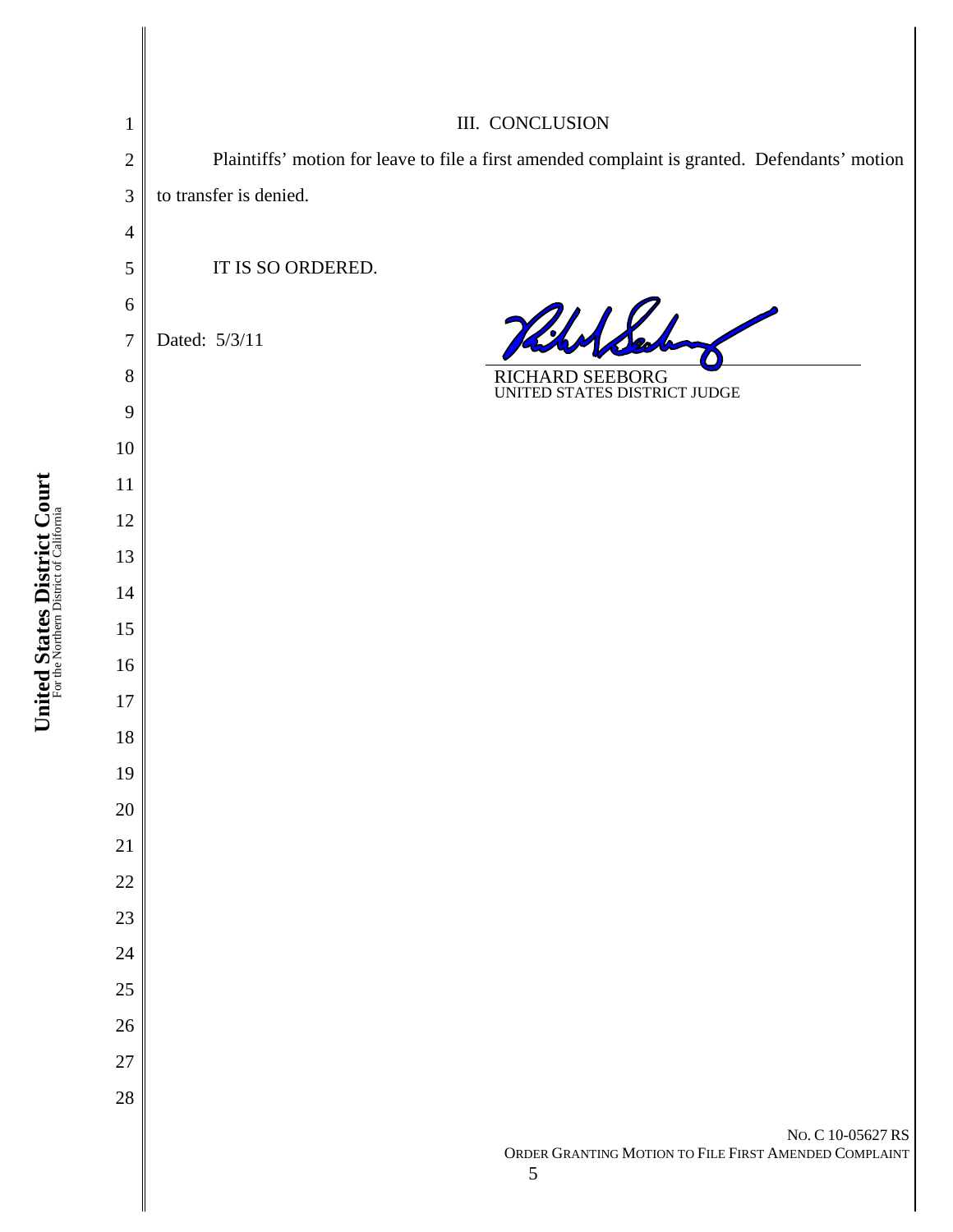## III. CONCLUSION

Plaintiffs' motion for leave to file a first amended complaint is granted. Defendants' motion to transfer is denied.

IT IS SO ORDERED.

Dated: 5/3/11

RICHARD SEEBORG
UNITED STATES DISTRICT JUDGE